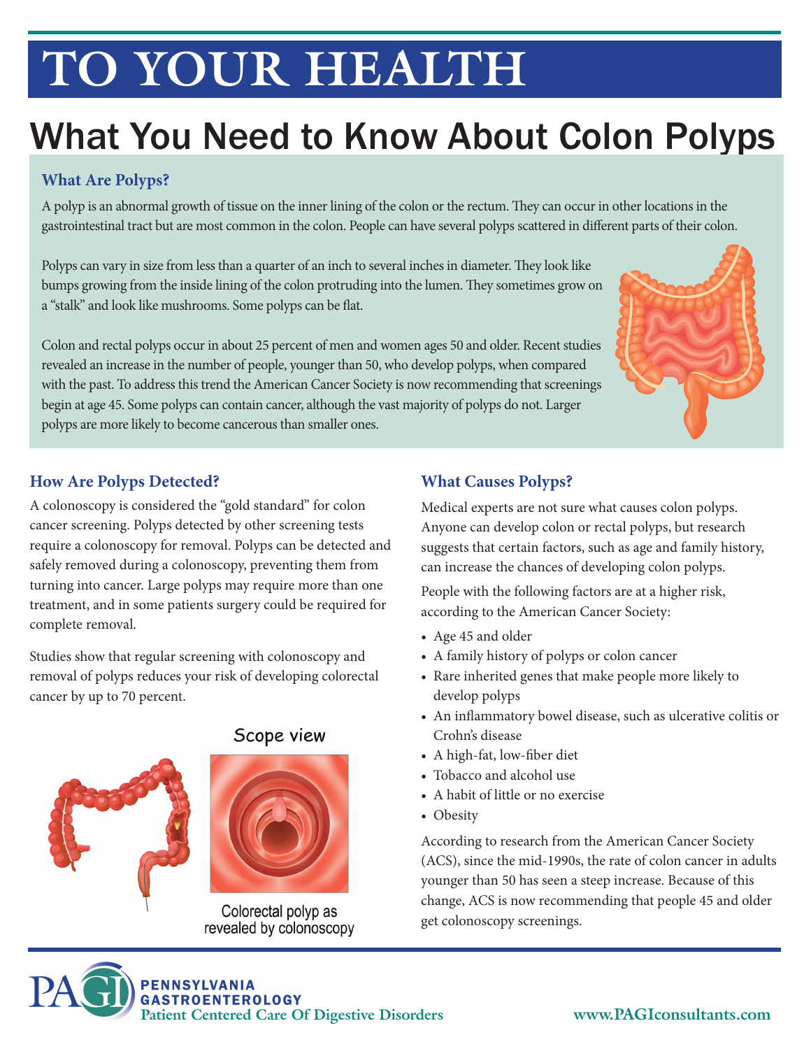# TO YOUR HEALTH

## What You Need to Know About Colon Polyps

### What Are Polyps?

A polyp is an abnormal growth of tissue on the inner lining of the colon or the rectum. They can occur in other locations in the gastrointestinal tract but are most common in the colon. People can have several polyps scattered in different parts of their colon.

Polyps can vary in size from less than a quarter of an inch to several inches in diameter. They look like bumps growing from the inside lining of the colon protruding into the lumen. They sometimes grow on a "stalk" and look like mushrooms. Some polyps can be flat.

Colon and rectal polyps occur in about 25 percent of men and women ages 50 and older. Recent studies revealed an increase in the number of people, younger than 50, who develop polyps, when compared with the past. To address this trend the American Cancer Society is now recommending that screenings begin at age 45. Some polyps can contain cancer, although the vast majority of polyps do not. Larger polyps are more likely to become cancerous than smaller ones.

### How Are Polyps Detected?

A colonoscopy is considered the "gold standard" for colon cancer screening. Polyps detected by other screening tests require a colonoscopy for removal. Polyps can be detected and safely removed during a colonoscopy, preventing them from turning into cancer. Large polyps may require more than one treatment, and in some patients surgery could be required for complete removal.

Studies show that regular screening with colonoscopy and removal of polyps reduces your risk of developing colorectal cancer by up to 70 percent.

Scope view

Colorectal polyp as revealed by colonoscopy

### What Causes Polyps?

Medical experts are not sure what causes colon polyps. Anyone can develop colon or rectal polyps, but research suggests that certain factors, such as age and family history, can increase the chances of developing colon polyps.

People with the following factors are at a higher risk, according to the American Cancer Society:

- Age 45 and older
- A family history of polyps or colon cancer
- Rare inherited genes that make people more likely to develop polyps
- An inflammatory bowel disease, such as ulcerative colitis or Crohn's disease
- A high-fat, low-fiber diet
- Tobacco and alcohol use
- A habit of little or no exercise
- Obesity

According to research from the American Cancer Society (ACS), since the mid-1990s, the rate of colon cancer in adults younger than 50 has seen a steep increase. Because of this change, ACS is now recommending that people 45 and older get colonoscopy screenings.

PAGI PENNSYLVANIA GASTROENTEROLOGY
Patient Centered Care Of Digestive Disorders

www.PAGIconsultants.com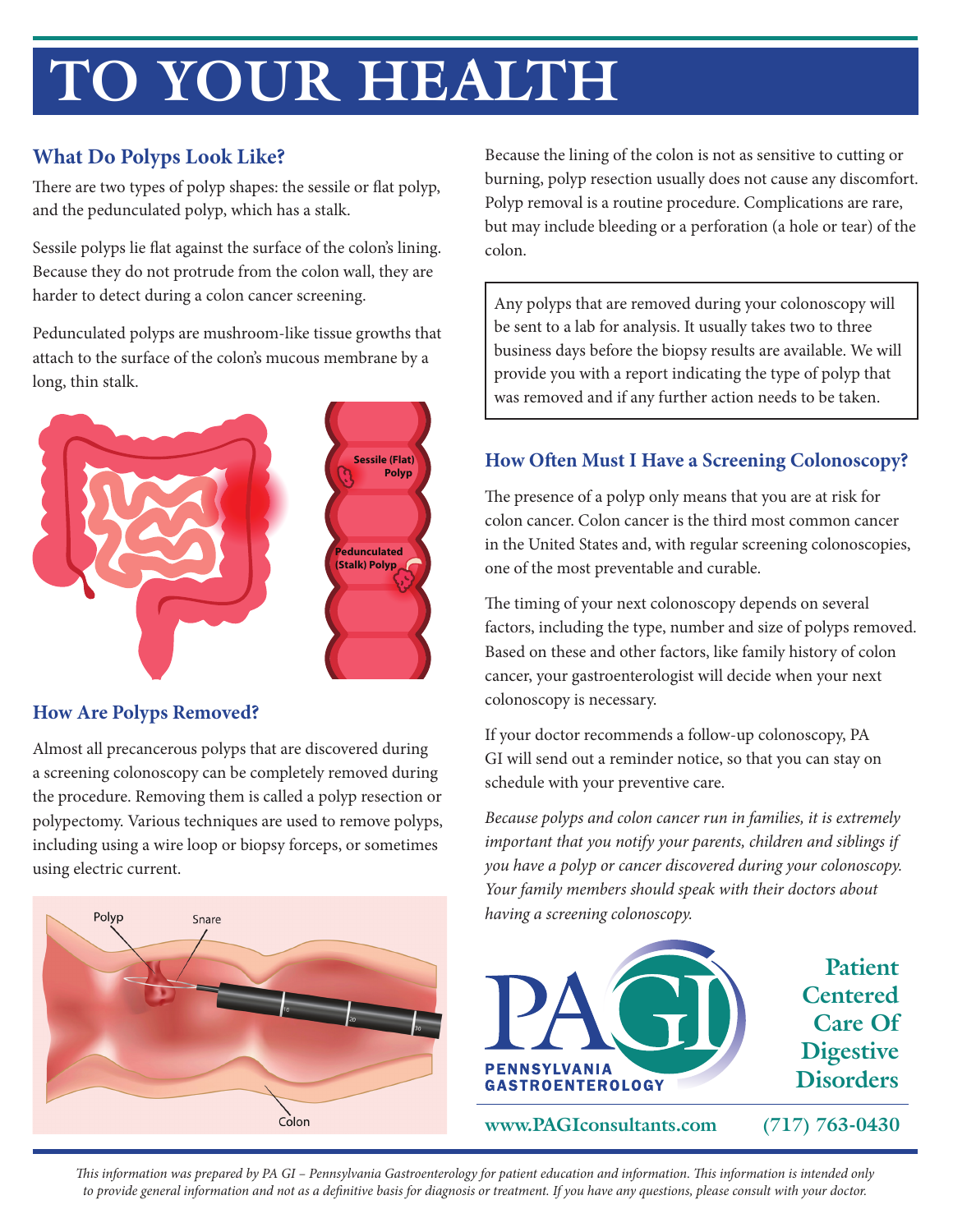# TO YOUR HEALTH

## What Do Polyps Look Like?

There are two types of polyp shapes: the sessile or flat polyp, and the pedunculated polyp, which has a stalk.

Sessile polyps lie flat against the surface of the colon's lining. Because they do not protrude from the colon wall, they are harder to detect during a colon cancer screening.

Pedunculated polyps are mushroom-like tissue growths that attach to the surface of the colon's mucous membrane by a long, thin stalk.

Sessile (Flat) Polyp

Pedunculated (Stalk) Polyp

## How Are Polyps Removed?

Almost all precancerous polyps that are discovered during a screening colonoscopy can be completely removed during the procedure. Removing them is called a polyp resection or polypectomy. Various techniques are used to remove polyps, including using a wire loop or biopsy forceps, or sometimes using electric current.

Polyp

Snare

Colon

Because the lining of the colon is not as sensitive to cutting or burning, polyp resection usually does not cause any discomfort. Polyp removal is a routine procedure. Complications are rare, but may include bleeding or a perforation (a hole or tear) of the colon.

> Any polyps that are removed during your colonoscopy will be sent to a lab for analysis. It usually takes two to three business days before the biopsy results are available. We will provide you with a report indicating the type of polyp that was removed and if any further action needs to be taken.

## How Often Must I Have a Screening Colonoscopy?

The presence of a polyp only means that you are at risk for colon cancer. Colon cancer is the third most common cancer in the United States and, with regular screening colonoscopies, one of the most preventable and curable.

The timing of your next colonoscopy depends on several factors, including the type, number and size of polyps removed. Based on these and other factors, like family history of colon cancer, your gastroenterologist will decide when your next colonoscopy is necessary.

If your doctor recommends a follow-up colonoscopy, PA GI will send out a reminder notice, so that you can stay on schedule with your preventive care.

*Because polyps and colon cancer run in families, it is extremely important that you notify your parents, children and siblings if you have a polyp or cancer discovered during your colonoscopy. Your family members should speak with their doctors about having a screening colonoscopy.*

PA GI
PENNSYLVANIA GASTROENTEROLOGY

**Patient Centered Care Of Digestive Disorders**

**www.PAGIconsultants.com** **(717) 763-0430**

*This information was prepared by PA GI – Pennsylvania Gastroenterology for patient education and information. This information is intended only to provide general information and not as a definitive basis for diagnosis or treatment. If you have any questions, please consult with your doctor.*